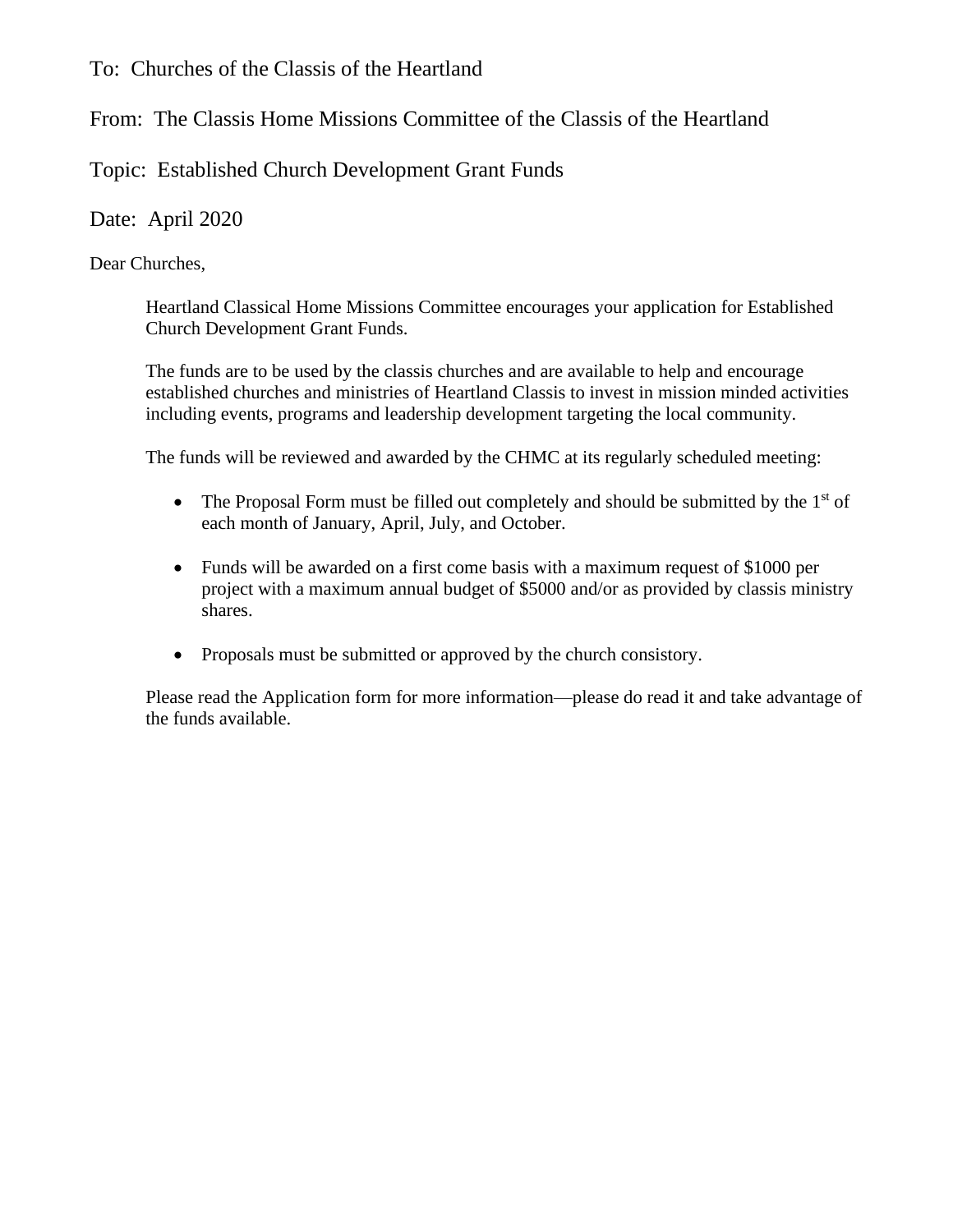To: Churches of the Classis of the Heartland

From: The Classis Home Missions Committee of the Classis of the Heartland

Topic: Established Church Development Grant Funds

Date: April 2020

Dear Churches,

Heartland Classical Home Missions Committee encourages your application for Established Church Development Grant Funds.

The funds are to be used by the classis churches and are available to help and encourage established churches and ministries of Heartland Classis to invest in mission minded activities including events, programs and leadership development targeting the local community.

The funds will be reviewed and awarded by the CHMC at its regularly scheduled meeting:

- The Proposal Form must be filled out completely and should be submitted by the 1st of each month of January, April, July, and October.
- Funds will be awarded on a first come basis with a maximum request of $1000 per project with a maximum annual budget of $5000 and/or as provided by classis ministry shares.
- Proposals must be submitted or approved by the church consistory.

Please read the Application form for more information—please do read it and take advantage of the funds available.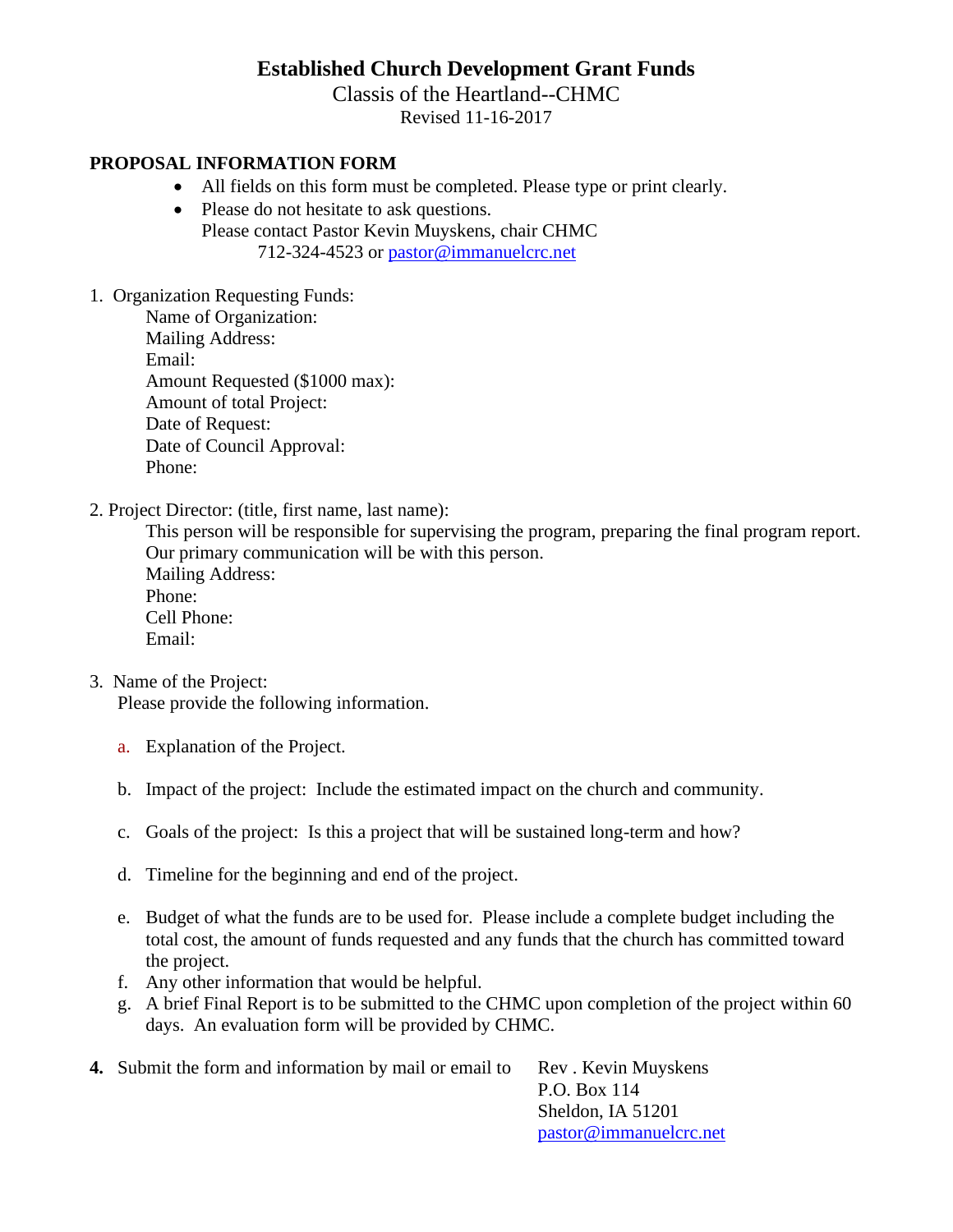# Established Church Development Grant Funds

Classis of the Heartland--CHMC

Revised 11-16-2017

**PROPOSAL INFORMATION FORM**

- All fields on this form must be completed. Please type or print clearly.
- Please do not hesitate to ask questions.
  Please contact Pastor Kevin Muyskens, chair CHMC
  712-324-4523 or pastor@immanuelcrc.net

1. Organization Requesting Funds:
   Name of Organization:
   Mailing Address:
   Email:
   Amount Requested ($1000 max):
   Amount of total Project:
   Date of Request:
   Date of Council Approval:
   Phone:

2. Project Director: (title, first name, last name):
   This person will be responsible for supervising the program, preparing the final program report. Our primary communication will be with this person.
   Mailing Address:
   Phone:
   Cell Phone:
   Email:

3. Name of the Project:
   Please provide the following information.

   a. Explanation of the Project.

   b. Impact of the project: Include the estimated impact on the church and community.

   c. Goals of the project: Is this a project that will be sustained long-term and how?

   d. Timeline for the beginning and end of the project.

   e. Budget of what the funds are to be used for. Please include a complete budget including the total cost, the amount of funds requested and any funds that the church has committed toward the project.
   f. Any other information that would be helpful.
   g. A brief Final Report is to be submitted to the CHMC upon completion of the project within 60 days. An evaluation form will be provided by CHMC.

**4.** Submit the form and information by mail or email to

Rev . Kevin Muyskens
P.O. Box 114
Sheldon, IA 51201
pastor@immanuelcrc.net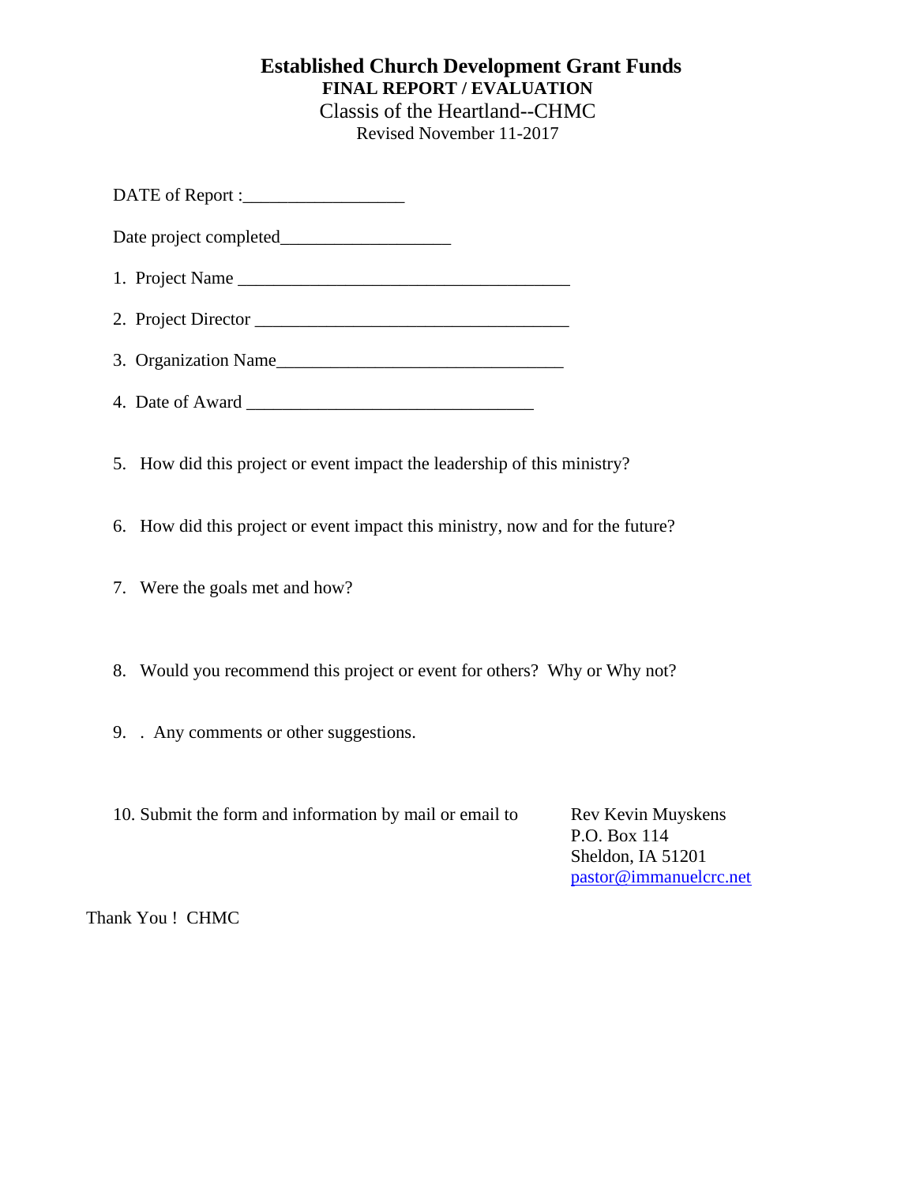# Established Church Development Grant Funds

**FINAL REPORT / EVALUATION**

Classis of the Heartland--CHMC

Revised November 11-2017

DATE of Report :__________________

Date project completed___________________

1. Project Name _____________________________________
2. Project Director ___________________________________
3. Organization Name________________________________
4. Date of Award ________________________________

5. How did this project or event impact the leadership of this ministry?

6. How did this project or event impact this ministry, now and for the future?

7. Were the goals met and how?

8. Would you recommend this project or event for others? Why or Why not?

9. . Any comments or other suggestions.

10. Submit the form and information by mail or email to

Rev Kevin Muyskens
P.O. Box 114
Sheldon, IA 51201
pastor@immanuelcrc.net

Thank You ! CHMC